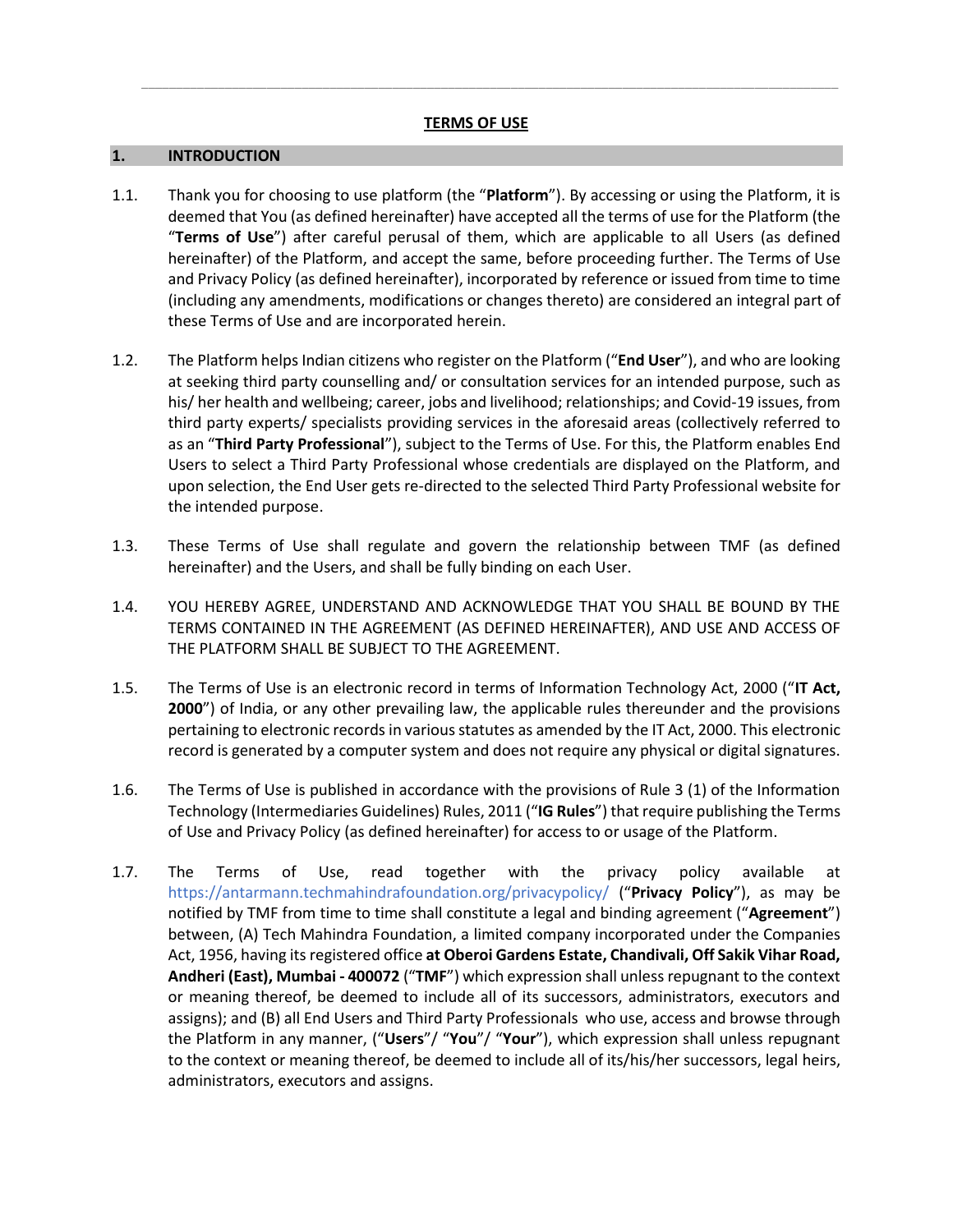# TERMS OF USE

## 1. INTRODUCTION

1.1. Thank you for choosing to use platform (the "**Platform**"). By accessing or using the Platform, it is deemed that You (as defined hereinafter) have accepted all the terms of use for the Platform (the "**Terms of Use**") after careful perusal of them, which are applicable to all Users (as defined hereinafter) of the Platform, and accept the same, before proceeding further. The Terms of Use and Privacy Policy (as defined hereinafter), incorporated by reference or issued from time to time (including any amendments, modifications or changes thereto) are considered an integral part of these Terms of Use and are incorporated herein.

1.2. The Platform helps Indian citizens who register on the Platform ("**End User**"), and who are looking at seeking third party counselling and/ or consultation services for an intended purpose, such as his/ her health and wellbeing; career, jobs and livelihood; relationships; and Covid-19 issues, from third party experts/ specialists providing services in the aforesaid areas (collectively referred to as an "**Third Party Professional**"), subject to the Terms of Use. For this, the Platform enables End Users to select a Third Party Professional whose credentials are displayed on the Platform, and upon selection, the End User gets re-directed to the selected Third Party Professional website for the intended purpose.

1.3. These Terms of Use shall regulate and govern the relationship between TMF (as defined hereinafter) and the Users, and shall be fully binding on each User.

1.4. YOU HEREBY AGREE, UNDERSTAND AND ACKNOWLEDGE THAT YOU SHALL BE BOUND BY THE TERMS CONTAINED IN THE AGREEMENT (AS DEFINED HEREINAFTER), AND USE AND ACCESS OF THE PLATFORM SHALL BE SUBJECT TO THE AGREEMENT.

1.5. The Terms of Use is an electronic record in terms of Information Technology Act, 2000 ("**IT Act, 2000**") of India, or any other prevailing law, the applicable rules thereunder and the provisions pertaining to electronic records in various statutes as amended by the IT Act, 2000. This electronic record is generated by a computer system and does not require any physical or digital signatures.

1.6. The Terms of Use is published in accordance with the provisions of Rule 3 (1) of the Information Technology (Intermediaries Guidelines) Rules, 2011 ("**IG Rules**") that require publishing the Terms of Use and Privacy Policy (as defined hereinafter) for access to or usage of the Platform.

1.7. The Terms of Use, read together with the privacy policy available at https://antarmann.techmahindrafoundation.org/privacypolicy/ ("**Privacy Policy**"), as may be notified by TMF from time to time shall constitute a legal and binding agreement ("**Agreement**") between, (A) Tech Mahindra Foundation, a limited company incorporated under the Companies Act, 1956, having its registered office **at Oberoi Gardens Estate, Chandivali, Off Sakik Vihar Road, Andheri (East), Mumbai - 400072** ("**TMF**") which expression shall unless repugnant to the context or meaning thereof, be deemed to include all of its successors, administrators, executors and assigns); and (B) all End Users and Third Party Professionals who use, access and browse through the Platform in any manner, ("**Users**"/ "**You**"/ "**Your**"), which expression shall unless repugnant to the context or meaning thereof, be deemed to include all of its/his/her successors, legal heirs, administrators, executors and assigns.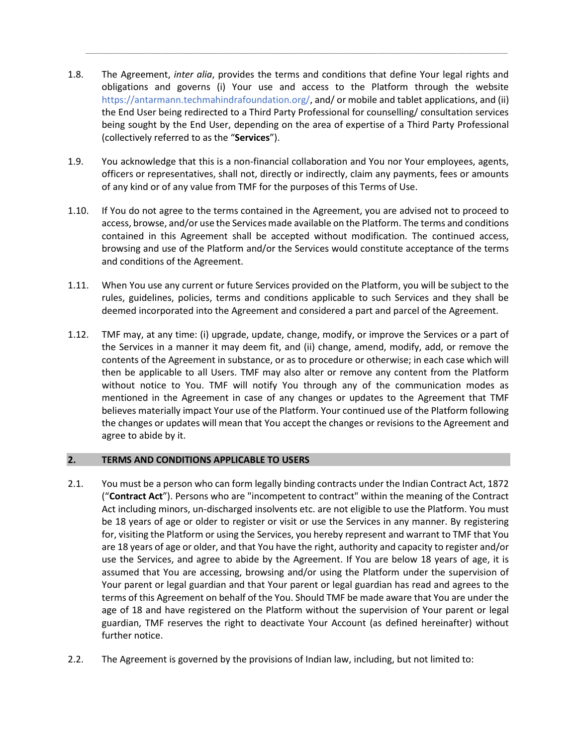1.8. The Agreement, *inter alia*, provides the terms and conditions that define Your legal rights and obligations and governs (i) Your use and access to the Platform through the website https://antarmann.techmahindrafoundation.org/, and/ or mobile and tablet applications, and (ii) the End User being redirected to a Third Party Professional for counselling/ consultation services being sought by the End User, depending on the area of expertise of a Third Party Professional (collectively referred to as the "**Services**").

1.9. You acknowledge that this is a non-financial collaboration and You nor Your employees, agents, officers or representatives, shall not, directly or indirectly, claim any payments, fees or amounts of any kind or of any value from TMF for the purposes of this Terms of Use.

1.10. If You do not agree to the terms contained in the Agreement, you are advised not to proceed to access, browse, and/or use the Services made available on the Platform. The terms and conditions contained in this Agreement shall be accepted without modification. The continued access, browsing and use of the Platform and/or the Services would constitute acceptance of the terms and conditions of the Agreement.

1.11. When You use any current or future Services provided on the Platform, you will be subject to the rules, guidelines, policies, terms and conditions applicable to such Services and they shall be deemed incorporated into the Agreement and considered a part and parcel of the Agreement.

1.12. TMF may, at any time: (i) upgrade, update, change, modify, or improve the Services or a part of the Services in a manner it may deem fit, and (ii) change, amend, modify, add, or remove the contents of the Agreement in substance, or as to procedure or otherwise; in each case which will then be applicable to all Users. TMF may also alter or remove any content from the Platform without notice to You. TMF will notify You through any of the communication modes as mentioned in the Agreement in case of any changes or updates to the Agreement that TMF believes materially impact Your use of the Platform. Your continued use of the Platform following the changes or updates will mean that You accept the changes or revisions to the Agreement and agree to abide by it.

## 2. TERMS AND CONDITIONS APPLICABLE TO USERS

2.1. You must be a person who can form legally binding contracts under the Indian Contract Act, 1872 ("**Contract Act**"). Persons who are "incompetent to contract" within the meaning of the Contract Act including minors, un-discharged insolvents etc. are not eligible to use the Platform. You must be 18 years of age or older to register or visit or use the Services in any manner. By registering for, visiting the Platform or using the Services, you hereby represent and warrant to TMF that You are 18 years of age or older, and that You have the right, authority and capacity to register and/or use the Services, and agree to abide by the Agreement. If You are below 18 years of age, it is assumed that You are accessing, browsing and/or using the Platform under the supervision of Your parent or legal guardian and that Your parent or legal guardian has read and agrees to the terms of this Agreement on behalf of the You. Should TMF be made aware that You are under the age of 18 and have registered on the Platform without the supervision of Your parent or legal guardian, TMF reserves the right to deactivate Your Account (as defined hereinafter) without further notice.

2.2. The Agreement is governed by the provisions of Indian law, including, but not limited to: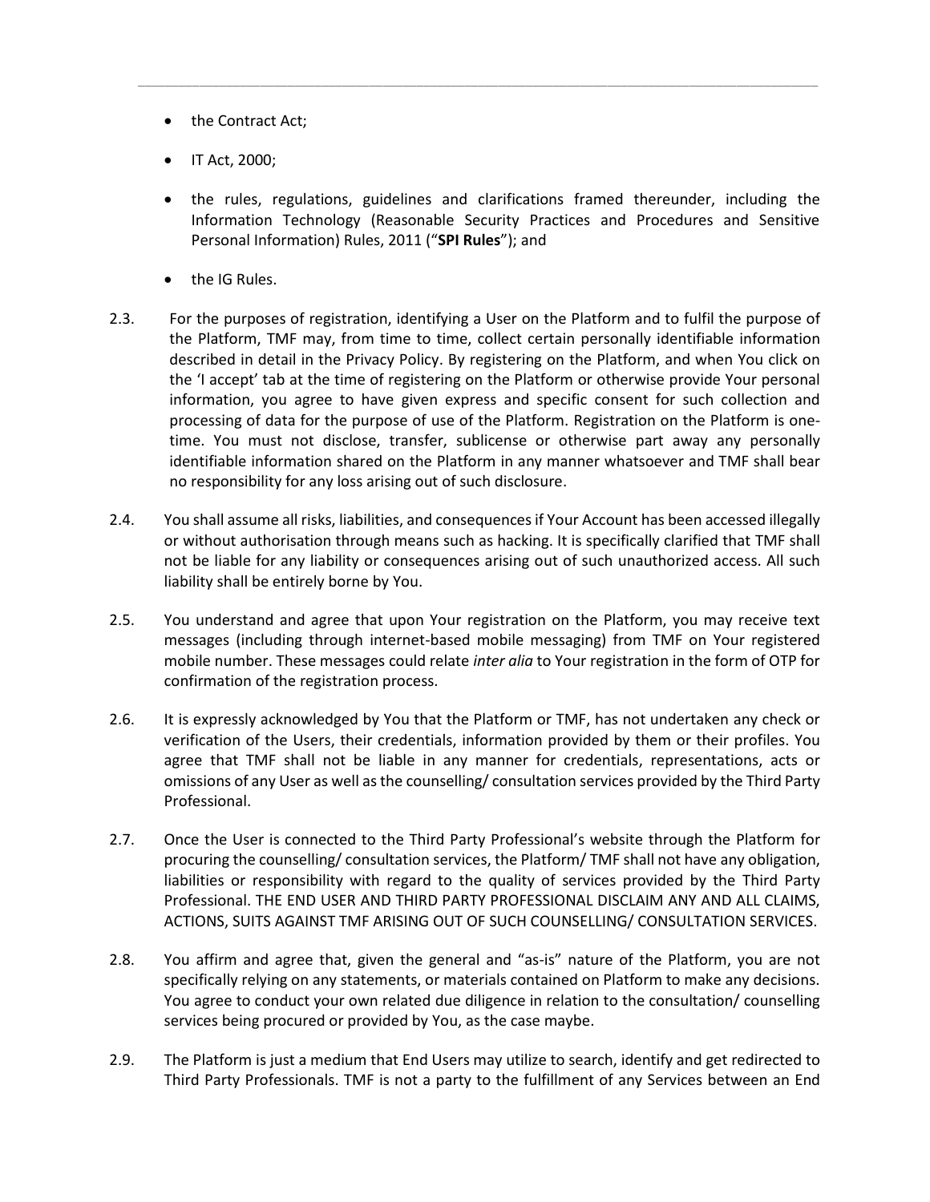- the Contract Act;
- IT Act, 2000;
- the rules, regulations, guidelines and clarifications framed thereunder, including the Information Technology (Reasonable Security Practices and Procedures and Sensitive Personal Information) Rules, 2011 ("**SPI Rules**"); and
- the IG Rules.

2.3. For the purposes of registration, identifying a User on the Platform and to fulfil the purpose of the Platform, TMF may, from time to time, collect certain personally identifiable information described in detail in the Privacy Policy. By registering on the Platform, and when You click on the 'I accept' tab at the time of registering on the Platform or otherwise provide Your personal information, you agree to have given express and specific consent for such collection and processing of data for the purpose of use of the Platform. Registration on the Platform is one-time. You must not disclose, transfer, sublicense or otherwise part away any personally identifiable information shared on the Platform in any manner whatsoever and TMF shall bear no responsibility for any loss arising out of such disclosure.

2.4. You shall assume all risks, liabilities, and consequences if Your Account has been accessed illegally or without authorisation through means such as hacking. It is specifically clarified that TMF shall not be liable for any liability or consequences arising out of such unauthorized access. All such liability shall be entirely borne by You.

2.5. You understand and agree that upon Your registration on the Platform, you may receive text messages (including through internet-based mobile messaging) from TMF on Your registered mobile number. These messages could relate *inter alia* to Your registration in the form of OTP for confirmation of the registration process.

2.6. It is expressly acknowledged by You that the Platform or TMF, has not undertaken any check or verification of the Users, their credentials, information provided by them or their profiles. You agree that TMF shall not be liable in any manner for credentials, representations, acts or omissions of any User as well as the counselling/ consultation services provided by the Third Party Professional.

2.7. Once the User is connected to the Third Party Professional's website through the Platform for procuring the counselling/ consultation services, the Platform/ TMF shall not have any obligation, liabilities or responsibility with regard to the quality of services provided by the Third Party Professional. THE END USER AND THIRD PARTY PROFESSIONAL DISCLAIM ANY AND ALL CLAIMS, ACTIONS, SUITS AGAINST TMF ARISING OUT OF SUCH COUNSELLING/ CONSULTATION SERVICES.

2.8. You affirm and agree that, given the general and "as-is" nature of the Platform, you are not specifically relying on any statements, or materials contained on Platform to make any decisions. You agree to conduct your own related due diligence in relation to the consultation/ counselling services being procured or provided by You, as the case maybe.

2.9. The Platform is just a medium that End Users may utilize to search, identify and get redirected to Third Party Professionals. TMF is not a party to the fulfillment of any Services between an End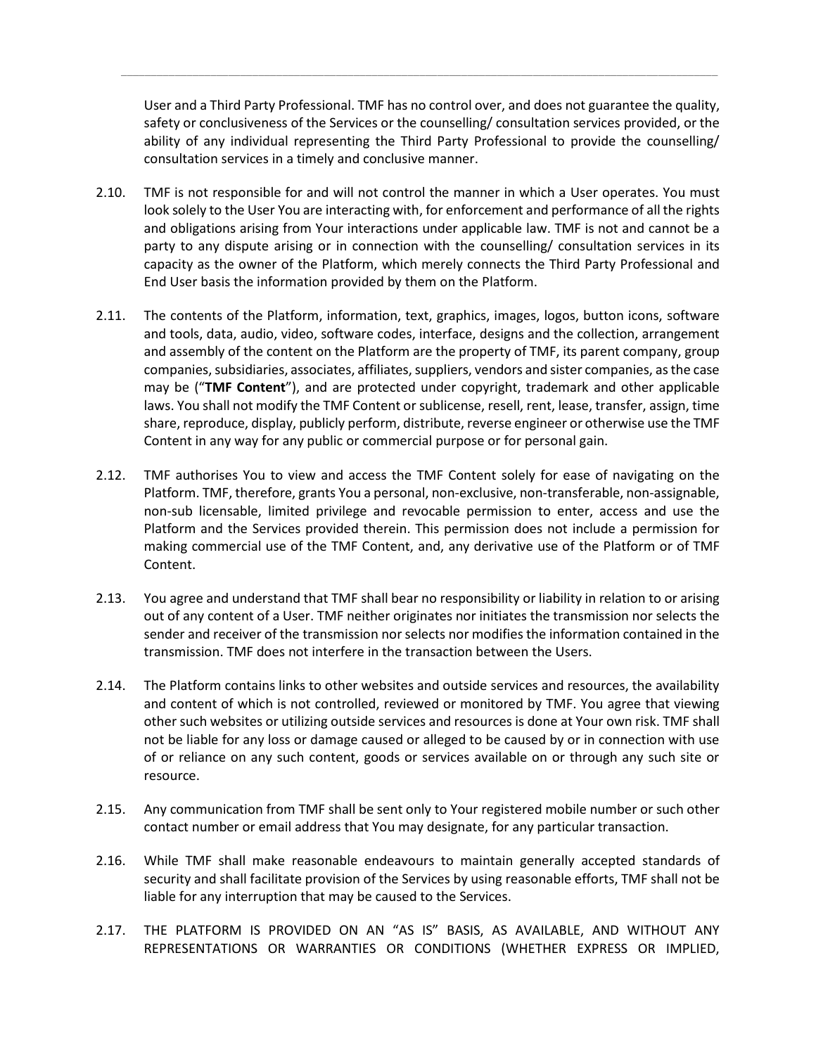User and a Third Party Professional. TMF has no control over, and does not guarantee the quality, safety or conclusiveness of the Services or the counselling/ consultation services provided, or the ability of any individual representing the Third Party Professional to provide the counselling/ consultation services in a timely and conclusive manner.

2.10. TMF is not responsible for and will not control the manner in which a User operates. You must look solely to the User You are interacting with, for enforcement and performance of all the rights and obligations arising from Your interactions under applicable law. TMF is not and cannot be a party to any dispute arising or in connection with the counselling/ consultation services in its capacity as the owner of the Platform, which merely connects the Third Party Professional and End User basis the information provided by them on the Platform.

2.11. The contents of the Platform, information, text, graphics, images, logos, button icons, software and tools, data, audio, video, software codes, interface, designs and the collection, arrangement and assembly of the content on the Platform are the property of TMF, its parent company, group companies, subsidiaries, associates, affiliates, suppliers, vendors and sister companies, as the case may be ("**TMF Content**"), and are protected under copyright, trademark and other applicable laws. You shall not modify the TMF Content or sublicense, resell, rent, lease, transfer, assign, time share, reproduce, display, publicly perform, distribute, reverse engineer or otherwise use the TMF Content in any way for any public or commercial purpose or for personal gain.

2.12. TMF authorises You to view and access the TMF Content solely for ease of navigating on the Platform. TMF, therefore, grants You a personal, non-exclusive, non-transferable, non-assignable, non-sub licensable, limited privilege and revocable permission to enter, access and use the Platform and the Services provided therein. This permission does not include a permission for making commercial use of the TMF Content, and, any derivative use of the Platform or of TMF Content.

2.13. You agree and understand that TMF shall bear no responsibility or liability in relation to or arising out of any content of a User. TMF neither originates nor initiates the transmission nor selects the sender and receiver of the transmission nor selects nor modifies the information contained in the transmission. TMF does not interfere in the transaction between the Users.

2.14. The Platform contains links to other websites and outside services and resources, the availability and content of which is not controlled, reviewed or monitored by TMF. You agree that viewing other such websites or utilizing outside services and resources is done at Your own risk. TMF shall not be liable for any loss or damage caused or alleged to be caused by or in connection with use of or reliance on any such content, goods or services available on or through any such site or resource.

2.15. Any communication from TMF shall be sent only to Your registered mobile number or such other contact number or email address that You may designate, for any particular transaction.

2.16. While TMF shall make reasonable endeavours to maintain generally accepted standards of security and shall facilitate provision of the Services by using reasonable efforts, TMF shall not be liable for any interruption that may be caused to the Services.

2.17. THE PLATFORM IS PROVIDED ON AN "AS IS" BASIS, AS AVAILABLE, AND WITHOUT ANY REPRESENTATIONS OR WARRANTIES OR CONDITIONS (WHETHER EXPRESS OR IMPLIED,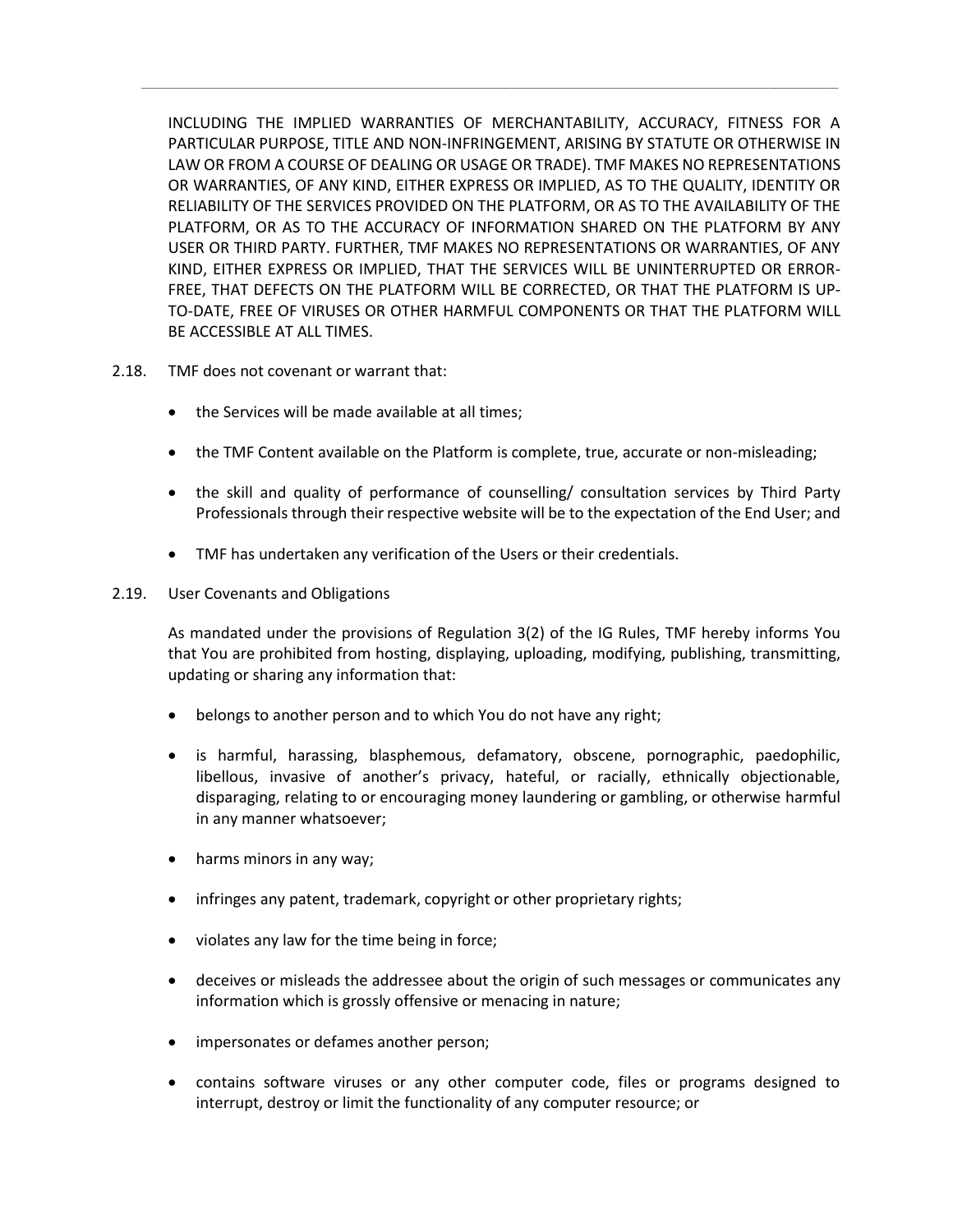INCLUDING THE IMPLIED WARRANTIES OF MERCHANTABILITY, ACCURACY, FITNESS FOR A PARTICULAR PURPOSE, TITLE AND NON-INFRINGEMENT, ARISING BY STATUTE OR OTHERWISE IN LAW OR FROM A COURSE OF DEALING OR USAGE OR TRADE). TMF MAKES NO REPRESENTATIONS OR WARRANTIES, OF ANY KIND, EITHER EXPRESS OR IMPLIED, AS TO THE QUALITY, IDENTITY OR RELIABILITY OF THE SERVICES PROVIDED ON THE PLATFORM, OR AS TO THE AVAILABILITY OF THE PLATFORM, OR AS TO THE ACCURACY OF INFORMATION SHARED ON THE PLATFORM BY ANY USER OR THIRD PARTY. FURTHER, TMF MAKES NO REPRESENTATIONS OR WARRANTIES, OF ANY KIND, EITHER EXPRESS OR IMPLIED, THAT THE SERVICES WILL BE UNINTERRUPTED OR ERROR-FREE, THAT DEFECTS ON THE PLATFORM WILL BE CORRECTED, OR THAT THE PLATFORM IS UP-TO-DATE, FREE OF VIRUSES OR OTHER HARMFUL COMPONENTS OR THAT THE PLATFORM WILL BE ACCESSIBLE AT ALL TIMES.

2.18. TMF does not covenant or warrant that:

- the Services will be made available at all times;
- the TMF Content available on the Platform is complete, true, accurate or non-misleading;
- the skill and quality of performance of counselling/ consultation services by Third Party Professionals through their respective website will be to the expectation of the End User; and
- TMF has undertaken any verification of the Users or their credentials.

2.19. User Covenants and Obligations

As mandated under the provisions of Regulation 3(2) of the IG Rules, TMF hereby informs You that You are prohibited from hosting, displaying, uploading, modifying, publishing, transmitting, updating or sharing any information that:

- belongs to another person and to which You do not have any right;
- is harmful, harassing, blasphemous, defamatory, obscene, pornographic, paedophilic, libellous, invasive of another's privacy, hateful, or racially, ethnically objectionable, disparaging, relating to or encouraging money laundering or gambling, or otherwise harmful in any manner whatsoever;
- harms minors in any way;
- infringes any patent, trademark, copyright or other proprietary rights;
- violates any law for the time being in force;
- deceives or misleads the addressee about the origin of such messages or communicates any information which is grossly offensive or menacing in nature;
- impersonates or defames another person;
- contains software viruses or any other computer code, files or programs designed to interrupt, destroy or limit the functionality of any computer resource; or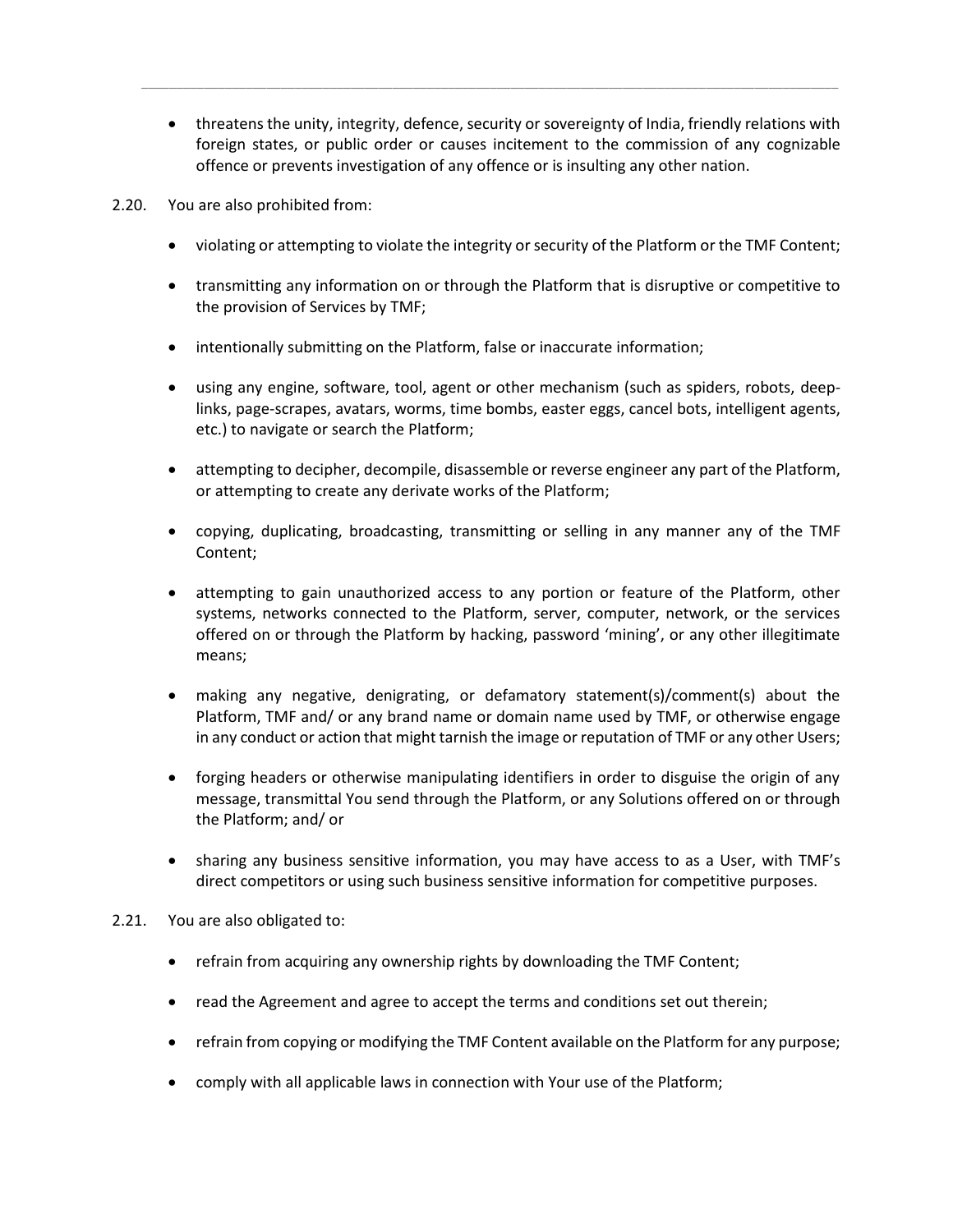- threatens the unity, integrity, defence, security or sovereignty of India, friendly relations with foreign states, or public order or causes incitement to the commission of any cognizable offence or prevents investigation of any offence or is insulting any other nation.

2.20. You are also prohibited from:

- violating or attempting to violate the integrity or security of the Platform or the TMF Content;
- transmitting any information on or through the Platform that is disruptive or competitive to the provision of Services by TMF;
- intentionally submitting on the Platform, false or inaccurate information;
- using any engine, software, tool, agent or other mechanism (such as spiders, robots, deep-links, page-scrapes, avatars, worms, time bombs, easter eggs, cancel bots, intelligent agents, etc.) to navigate or search the Platform;
- attempting to decipher, decompile, disassemble or reverse engineer any part of the Platform, or attempting to create any derivate works of the Platform;
- copying, duplicating, broadcasting, transmitting or selling in any manner any of the TMF Content;
- attempting to gain unauthorized access to any portion or feature of the Platform, other systems, networks connected to the Platform, server, computer, network, or the services offered on or through the Platform by hacking, password 'mining', or any other illegitimate means;
- making any negative, denigrating, or defamatory statement(s)/comment(s) about the Platform, TMF and/ or any brand name or domain name used by TMF, or otherwise engage in any conduct or action that might tarnish the image or reputation of TMF or any other Users;
- forging headers or otherwise manipulating identifiers in order to disguise the origin of any message, transmittal You send through the Platform, or any Solutions offered on or through the Platform; and/ or
- sharing any business sensitive information, you may have access to as a User, with TMF's direct competitors or using such business sensitive information for competitive purposes.

2.21. You are also obligated to:

- refrain from acquiring any ownership rights by downloading the TMF Content;
- read the Agreement and agree to accept the terms and conditions set out therein;
- refrain from copying or modifying the TMF Content available on the Platform for any purpose;
- comply with all applicable laws in connection with Your use of the Platform;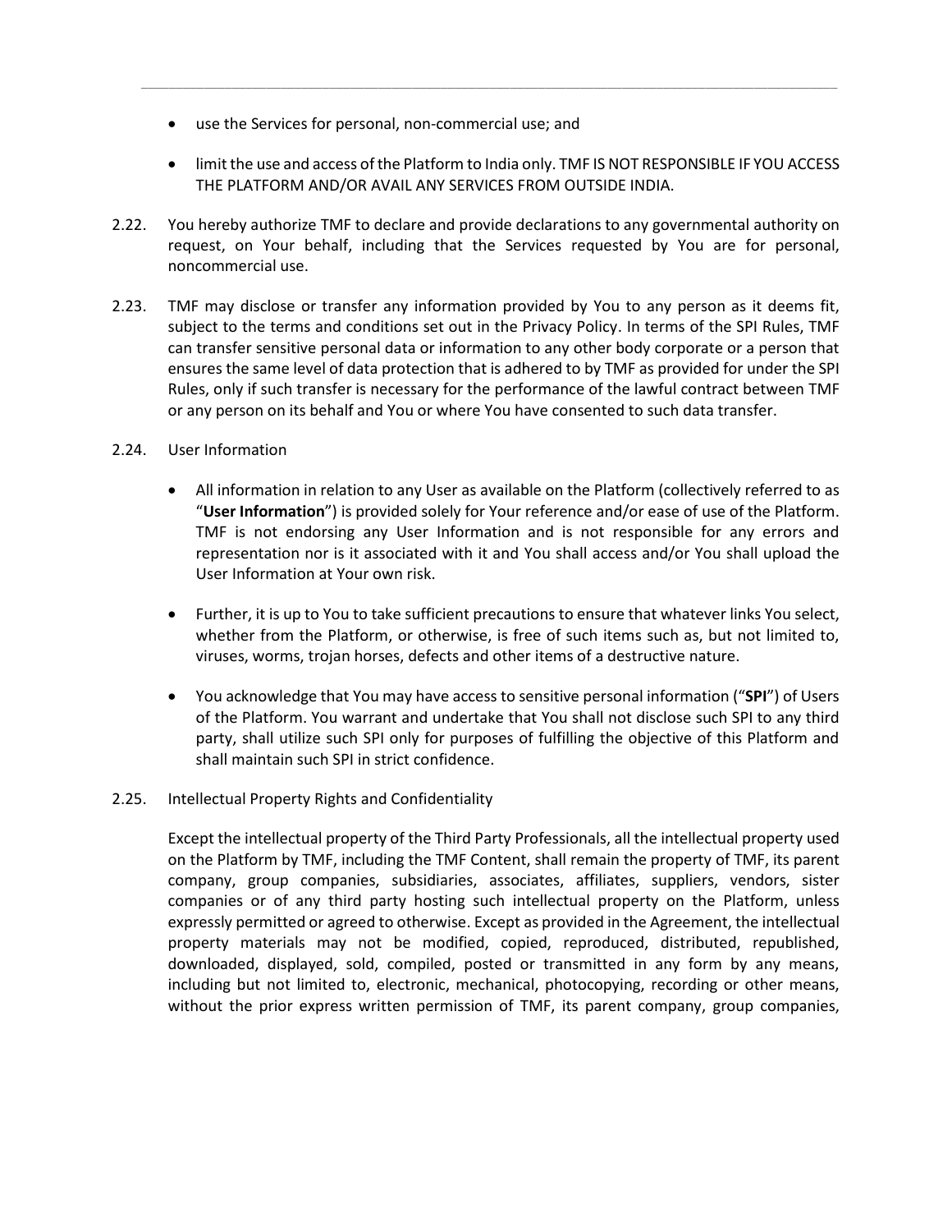- use the Services for personal, non-commercial use; and
- limit the use and access of the Platform to India only. TMF IS NOT RESPONSIBLE IF YOU ACCESS THE PLATFORM AND/OR AVAIL ANY SERVICES FROM OUTSIDE INDIA.

2.22. You hereby authorize TMF to declare and provide declarations to any governmental authority on request, on Your behalf, including that the Services requested by You are for personal, noncommercial use.

2.23. TMF may disclose or transfer any information provided by You to any person as it deems fit, subject to the terms and conditions set out in the Privacy Policy. In terms of the SPI Rules, TMF can transfer sensitive personal data or information to any other body corporate or a person that ensures the same level of data protection that is adhered to by TMF as provided for under the SPI Rules, only if such transfer is necessary for the performance of the lawful contract between TMF or any person on its behalf and You or where You have consented to such data transfer.

2.24. User Information

- All information in relation to any User as available on the Platform (collectively referred to as "**User Information**") is provided solely for Your reference and/or ease of use of the Platform. TMF is not endorsing any User Information and is not responsible for any errors and representation nor is it associated with it and You shall access and/or You shall upload the User Information at Your own risk.
- Further, it is up to You to take sufficient precautions to ensure that whatever links You select, whether from the Platform, or otherwise, is free of such items such as, but not limited to, viruses, worms, trojan horses, defects and other items of a destructive nature.
- You acknowledge that You may have access to sensitive personal information ("**SPI**") of Users of the Platform. You warrant and undertake that You shall not disclose such SPI to any third party, shall utilize such SPI only for purposes of fulfilling the objective of this Platform and shall maintain such SPI in strict confidence.

2.25. Intellectual Property Rights and Confidentiality

Except the intellectual property of the Third Party Professionals, all the intellectual property used on the Platform by TMF, including the TMF Content, shall remain the property of TMF, its parent company, group companies, subsidiaries, associates, affiliates, suppliers, vendors, sister companies or of any third party hosting such intellectual property on the Platform, unless expressly permitted or agreed to otherwise. Except as provided in the Agreement, the intellectual property materials may not be modified, copied, reproduced, distributed, republished, downloaded, displayed, sold, compiled, posted or transmitted in any form by any means, including but not limited to, electronic, mechanical, photocopying, recording or other means, without the prior express written permission of TMF, its parent company, group companies,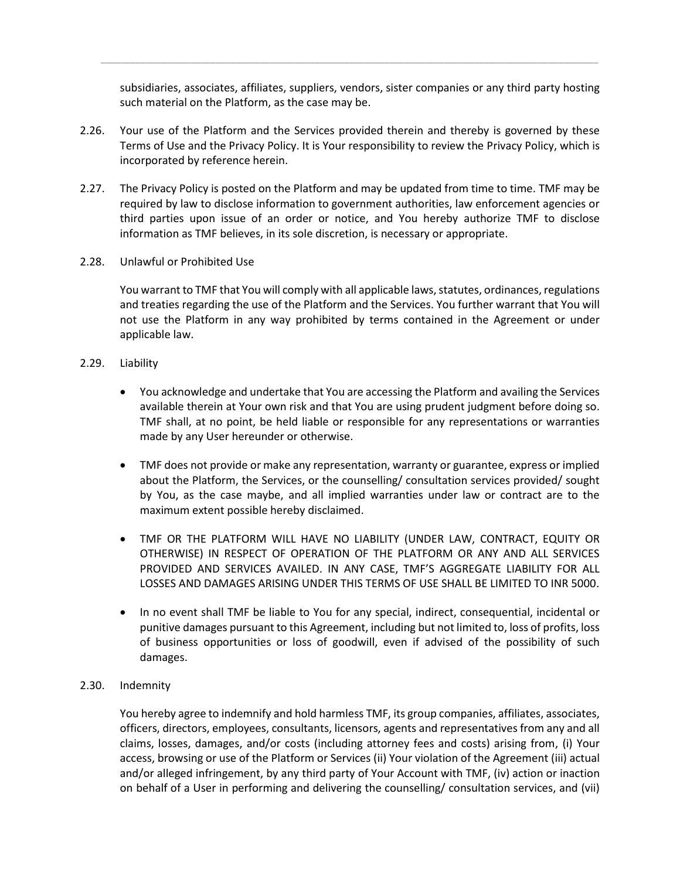subsidiaries, associates, affiliates, suppliers, vendors, sister companies or any third party hosting such material on the Platform, as the case may be.

2.26. Your use of the Platform and the Services provided therein and thereby is governed by these Terms of Use and the Privacy Policy. It is Your responsibility to review the Privacy Policy, which is incorporated by reference herein.

2.27. The Privacy Policy is posted on the Platform and may be updated from time to time. TMF may be required by law to disclose information to government authorities, law enforcement agencies or third parties upon issue of an order or notice, and You hereby authorize TMF to disclose information as TMF believes, in its sole discretion, is necessary or appropriate.

2.28. Unlawful or Prohibited Use

You warrant to TMF that You will comply with all applicable laws, statutes, ordinances, regulations and treaties regarding the use of the Platform and the Services. You further warrant that You will not use the Platform in any way prohibited by terms contained in the Agreement or under applicable law.

2.29. Liability

- You acknowledge and undertake that You are accessing the Platform and availing the Services available therein at Your own risk and that You are using prudent judgment before doing so. TMF shall, at no point, be held liable or responsible for any representations or warranties made by any User hereunder or otherwise.
- TMF does not provide or make any representation, warranty or guarantee, express or implied about the Platform, the Services, or the counselling/ consultation services provided/ sought by You, as the case maybe, and all implied warranties under law or contract are to the maximum extent possible hereby disclaimed.
- TMF OR THE PLATFORM WILL HAVE NO LIABILITY (UNDER LAW, CONTRACT, EQUITY OR OTHERWISE) IN RESPECT OF OPERATION OF THE PLATFORM OR ANY AND ALL SERVICES PROVIDED AND SERVICES AVAILED. IN ANY CASE, TMF'S AGGREGATE LIABILITY FOR ALL LOSSES AND DAMAGES ARISING UNDER THIS TERMS OF USE SHALL BE LIMITED TO INR 5000.
- In no event shall TMF be liable to You for any special, indirect, consequential, incidental or punitive damages pursuant to this Agreement, including but not limited to, loss of profits, loss of business opportunities or loss of goodwill, even if advised of the possibility of such damages.

2.30. Indemnity

You hereby agree to indemnify and hold harmless TMF, its group companies, affiliates, associates, officers, directors, employees, consultants, licensors, agents and representatives from any and all claims, losses, damages, and/or costs (including attorney fees and costs) arising from, (i) Your access, browsing or use of the Platform or Services (ii) Your violation of the Agreement (iii) actual and/or alleged infringement, by any third party of Your Account with TMF, (iv) action or inaction on behalf of a User in performing and delivering the counselling/ consultation services, and (vii)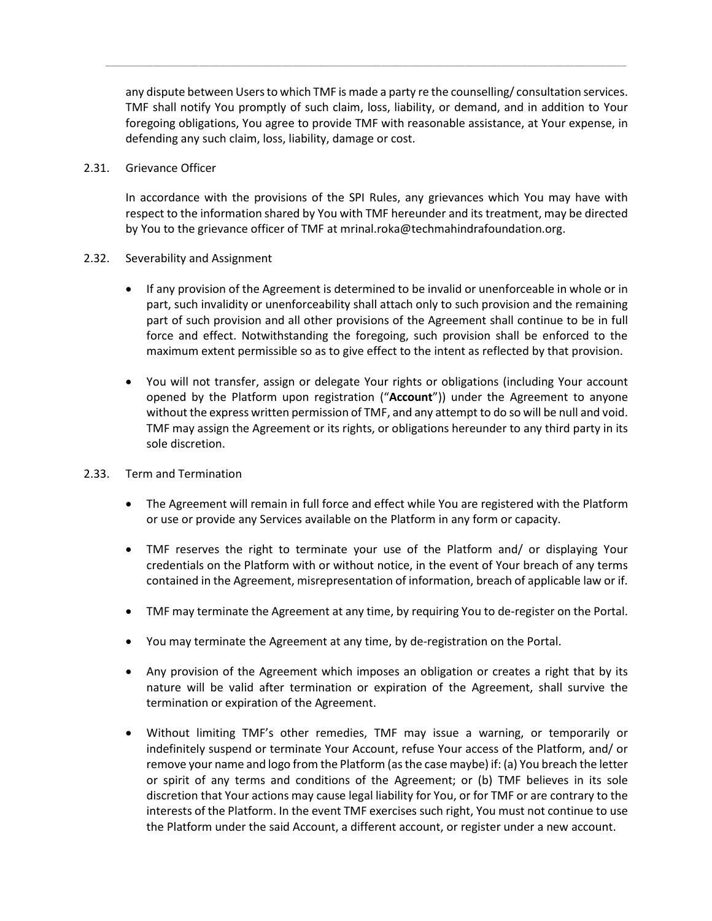any dispute between Users to which TMF is made a party re the counselling/ consultation services. TMF shall notify You promptly of such claim, loss, liability, or demand, and in addition to Your foregoing obligations, You agree to provide TMF with reasonable assistance, at Your expense, in defending any such claim, loss, liability, damage or cost.

2.31. Grievance Officer

In accordance with the provisions of the SPI Rules, any grievances which You may have with respect to the information shared by You with TMF hereunder and its treatment, may be directed by You to the grievance officer of TMF at mrinal.roka@techmahindrafoundation.org.

2.32. Severability and Assignment

- If any provision of the Agreement is determined to be invalid or unenforceable in whole or in part, such invalidity or unenforceability shall attach only to such provision and the remaining part of such provision and all other provisions of the Agreement shall continue to be in full force and effect. Notwithstanding the foregoing, such provision shall be enforced to the maximum extent permissible so as to give effect to the intent as reflected by that provision.

- You will not transfer, assign or delegate Your rights or obligations (including Your account opened by the Platform upon registration ("**Account**")) under the Agreement to anyone without the express written permission of TMF, and any attempt to do so will be null and void. TMF may assign the Agreement or its rights, or obligations hereunder to any third party in its sole discretion.

2.33. Term and Termination

- The Agreement will remain in full force and effect while You are registered with the Platform or use or provide any Services available on the Platform in any form or capacity.

- TMF reserves the right to terminate your use of the Platform and/ or displaying Your credentials on the Platform with or without notice, in the event of Your breach of any terms contained in the Agreement, misrepresentation of information, breach of applicable law or if.

- TMF may terminate the Agreement at any time, by requiring You to de-register on the Portal.

- You may terminate the Agreement at any time, by de-registration on the Portal.

- Any provision of the Agreement which imposes an obligation or creates a right that by its nature will be valid after termination or expiration of the Agreement, shall survive the termination or expiration of the Agreement.

- Without limiting TMF's other remedies, TMF may issue a warning, or temporarily or indefinitely suspend or terminate Your Account, refuse Your access of the Platform, and/ or remove your name and logo from the Platform (as the case maybe) if: (a) You breach the letter or spirit of any terms and conditions of the Agreement; or (b) TMF believes in its sole discretion that Your actions may cause legal liability for You, or for TMF or are contrary to the interests of the Platform. In the event TMF exercises such right, You must not continue to use the Platform under the said Account, a different account, or register under a new account.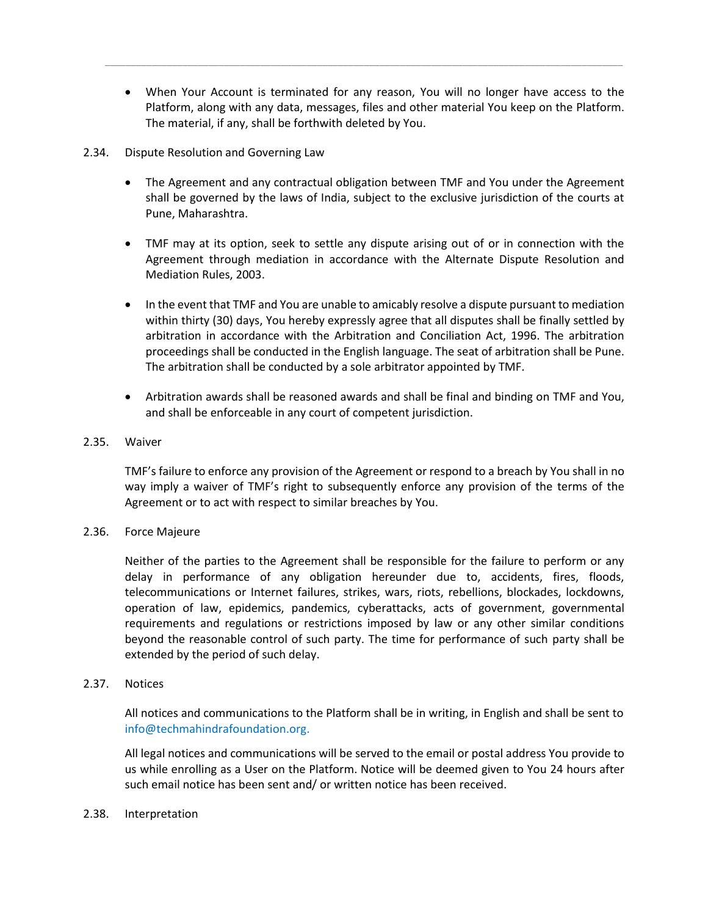- When Your Account is terminated for any reason, You will no longer have access to the Platform, along with any data, messages, files and other material You keep on the Platform. The material, if any, shall be forthwith deleted by You.

2.34. Dispute Resolution and Governing Law

- The Agreement and any contractual obligation between TMF and You under the Agreement shall be governed by the laws of India, subject to the exclusive jurisdiction of the courts at Pune, Maharashtra.
- TMF may at its option, seek to settle any dispute arising out of or in connection with the Agreement through mediation in accordance with the Alternate Dispute Resolution and Mediation Rules, 2003.
- In the event that TMF and You are unable to amicably resolve a dispute pursuant to mediation within thirty (30) days, You hereby expressly agree that all disputes shall be finally settled by arbitration in accordance with the Arbitration and Conciliation Act, 1996. The arbitration proceedings shall be conducted in the English language. The seat of arbitration shall be Pune. The arbitration shall be conducted by a sole arbitrator appointed by TMF.
- Arbitration awards shall be reasoned awards and shall be final and binding on TMF and You, and shall be enforceable in any court of competent jurisdiction.

2.35. Waiver

TMF's failure to enforce any provision of the Agreement or respond to a breach by You shall in no way imply a waiver of TMF's right to subsequently enforce any provision of the terms of the Agreement or to act with respect to similar breaches by You.

2.36. Force Majeure

Neither of the parties to the Agreement shall be responsible for the failure to perform or any delay in performance of any obligation hereunder due to, accidents, fires, floods, telecommunications or Internet failures, strikes, wars, riots, rebellions, blockades, lockdowns, operation of law, epidemics, pandemics, cyberattacks, acts of government, governmental requirements and regulations or restrictions imposed by law or any other similar conditions beyond the reasonable control of such party. The time for performance of such party shall be extended by the period of such delay.

2.37. Notices

All notices and communications to the Platform shall be in writing, in English and shall be sent to info@techmahindrafoundation.org.

All legal notices and communications will be served to the email or postal address You provide to us while enrolling as a User on the Platform. Notice will be deemed given to You 24 hours after such email notice has been sent and/ or written notice has been received.

2.38. Interpretation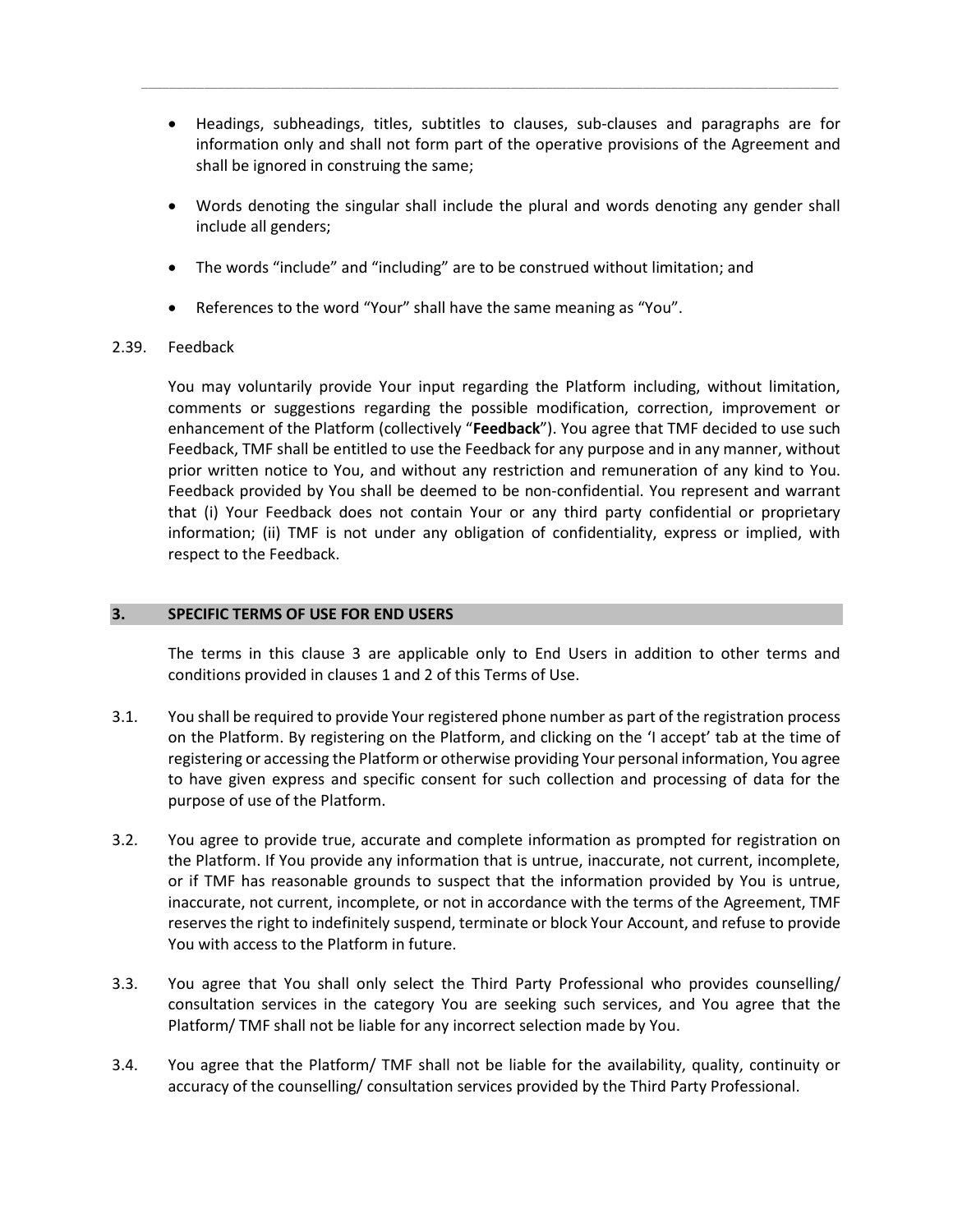- Headings, subheadings, titles, subtitles to clauses, sub-clauses and paragraphs are for information only and shall not form part of the operative provisions of the Agreement and shall be ignored in construing the same;
- Words denoting the singular shall include the plural and words denoting any gender shall include all genders;
- The words "include" and "including" are to be construed without limitation; and
- References to the word "Your" shall have the same meaning as "You".

2.39. Feedback

You may voluntarily provide Your input regarding the Platform including, without limitation, comments or suggestions regarding the possible modification, correction, improvement or enhancement of the Platform (collectively "**Feedback**"). You agree that TMF decided to use such Feedback, TMF shall be entitled to use the Feedback for any purpose and in any manner, without prior written notice to You, and without any restriction and remuneration of any kind to You. Feedback provided by You shall be deemed to be non-confidential. You represent and warrant that (i) Your Feedback does not contain Your or any third party confidential or proprietary information; (ii) TMF is not under any obligation of confidentiality, express or implied, with respect to the Feedback.

## 3. SPECIFIC TERMS OF USE FOR END USERS

The terms in this clause 3 are applicable only to End Users in addition to other terms and conditions provided in clauses 1 and 2 of this Terms of Use.

3.1. You shall be required to provide Your registered phone number as part of the registration process on the Platform. By registering on the Platform, and clicking on the 'I accept' tab at the time of registering or accessing the Platform or otherwise providing Your personal information, You agree to have given express and specific consent for such collection and processing of data for the purpose of use of the Platform.

3.2. You agree to provide true, accurate and complete information as prompted for registration on the Platform. If You provide any information that is untrue, inaccurate, not current, incomplete, or if TMF has reasonable grounds to suspect that the information provided by You is untrue, inaccurate, not current, incomplete, or not in accordance with the terms of the Agreement, TMF reserves the right to indefinitely suspend, terminate or block Your Account, and refuse to provide You with access to the Platform in future.

3.3. You agree that You shall only select the Third Party Professional who provides counselling/ consultation services in the category You are seeking such services, and You agree that the Platform/ TMF shall not be liable for any incorrect selection made by You.

3.4. You agree that the Platform/ TMF shall not be liable for the availability, quality, continuity or accuracy of the counselling/ consultation services provided by the Third Party Professional.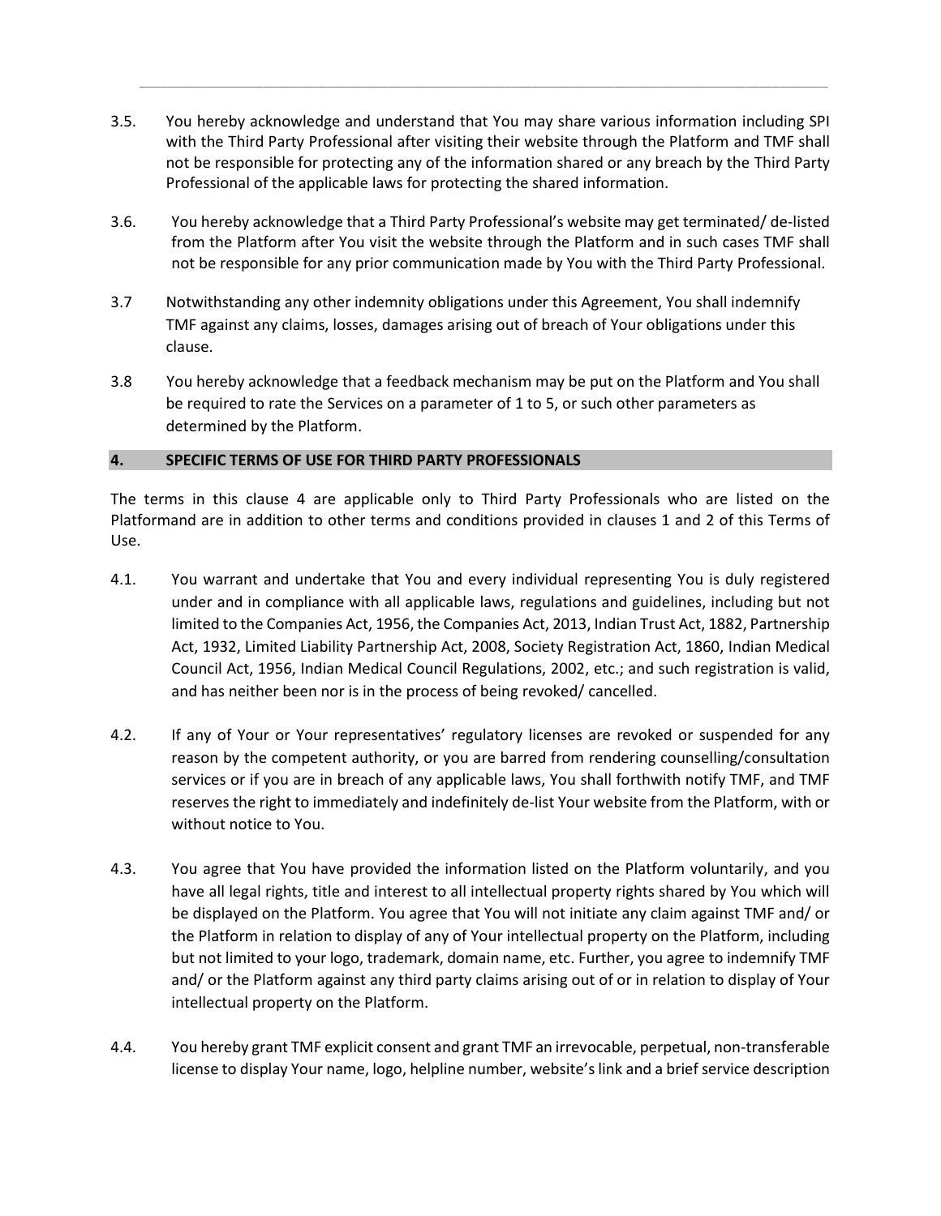3.5. You hereby acknowledge and understand that You may share various information including SPI with the Third Party Professional after visiting their website through the Platform and TMF shall not be responsible for protecting any of the information shared or any breach by the Third Party Professional of the applicable laws for protecting the shared information.

3.6. You hereby acknowledge that a Third Party Professional's website may get terminated/ de-listed from the Platform after You visit the website through the Platform and in such cases TMF shall not be responsible for any prior communication made by You with the Third Party Professional.

3.7 Notwithstanding any other indemnity obligations under this Agreement, You shall indemnify TMF against any claims, losses, damages arising out of breach of Your obligations under this clause.

3.8 You hereby acknowledge that a feedback mechanism may be put on the Platform and You shall be required to rate the Services on a parameter of 1 to 5, or such other parameters as determined by the Platform.

## 4. SPECIFIC TERMS OF USE FOR THIRD PARTY PROFESSIONALS

The terms in this clause 4 are applicable only to Third Party Professionals who are listed on the Platformand are in addition to other terms and conditions provided in clauses 1 and 2 of this Terms of Use.

4.1. You warrant and undertake that You and every individual representing You is duly registered under and in compliance with all applicable laws, regulations and guidelines, including but not limited to the Companies Act, 1956, the Companies Act, 2013, Indian Trust Act, 1882, Partnership Act, 1932, Limited Liability Partnership Act, 2008, Society Registration Act, 1860, Indian Medical Council Act, 1956, Indian Medical Council Regulations, 2002, etc.; and such registration is valid, and has neither been nor is in the process of being revoked/ cancelled.

4.2. If any of Your or Your representatives' regulatory licenses are revoked or suspended for any reason by the competent authority, or you are barred from rendering counselling/consultation services or if you are in breach of any applicable laws, You shall forthwith notify TMF, and TMF reserves the right to immediately and indefinitely de-list Your website from the Platform, with or without notice to You.

4.3. You agree that You have provided the information listed on the Platform voluntarily, and you have all legal rights, title and interest to all intellectual property rights shared by You which will be displayed on the Platform. You agree that You will not initiate any claim against TMF and/ or the Platform in relation to display of any of Your intellectual property on the Platform, including but not limited to your logo, trademark, domain name, etc. Further, you agree to indemnify TMF and/ or the Platform against any third party claims arising out of or in relation to display of Your intellectual property on the Platform.

4.4. You hereby grant TMF explicit consent and grant TMF an irrevocable, perpetual, non-transferable license to display Your name, logo, helpline number, website's link and a brief service description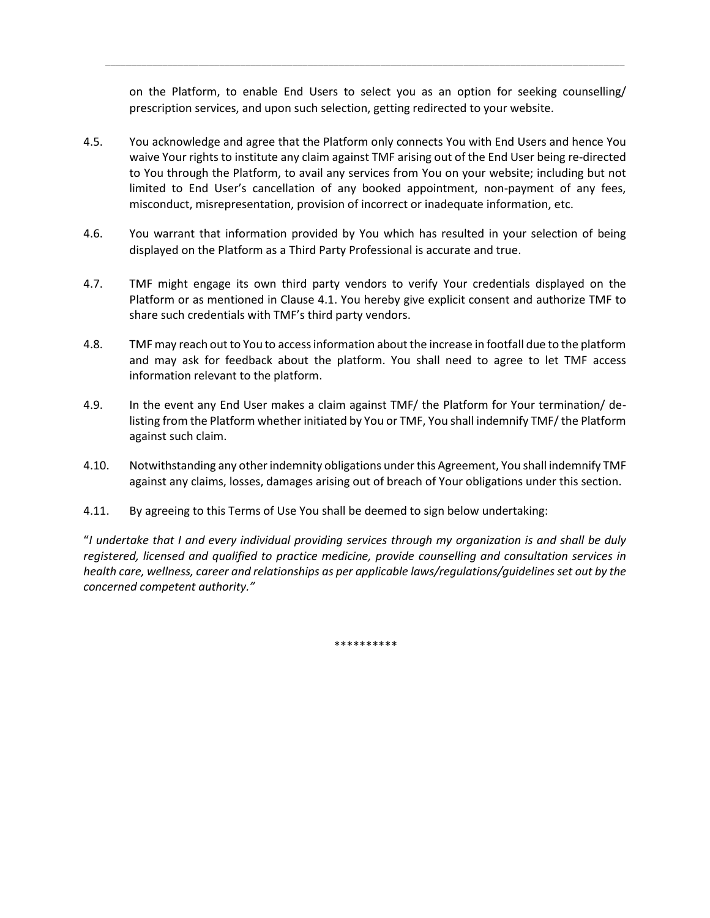on the Platform, to enable End Users to select you as an option for seeking counselling/ prescription services, and upon such selection, getting redirected to your website.

4.5. You acknowledge and agree that the Platform only connects You with End Users and hence You waive Your rights to institute any claim against TMF arising out of the End User being re-directed to You through the Platform, to avail any services from You on your website; including but not limited to End User's cancellation of any booked appointment, non-payment of any fees, misconduct, misrepresentation, provision of incorrect or inadequate information, etc.

4.6. You warrant that information provided by You which has resulted in your selection of being displayed on the Platform as a Third Party Professional is accurate and true.

4.7. TMF might engage its own third party vendors to verify Your credentials displayed on the Platform or as mentioned in Clause 4.1. You hereby give explicit consent and authorize TMF to share such credentials with TMF's third party vendors.

4.8. TMF may reach out to You to access information about the increase in footfall due to the platform and may ask for feedback about the platform. You shall need to agree to let TMF access information relevant to the platform.

4.9. In the event any End User makes a claim against TMF/ the Platform for Your termination/ de-listing from the Platform whether initiated by You or TMF, You shall indemnify TMF/ the Platform against such claim.

4.10. Notwithstanding any other indemnity obligations under this Agreement, You shall indemnify TMF against any claims, losses, damages arising out of breach of Your obligations under this section.

4.11. By agreeing to this Terms of Use You shall be deemed to sign below undertaking:

"*I undertake that I and every individual providing services through my organization is and shall be duly registered, licensed and qualified to practice medicine, provide counselling and consultation services in health care, wellness, career and relationships as per applicable laws/regulations/guidelines set out by the concerned competent authority.*"

**********